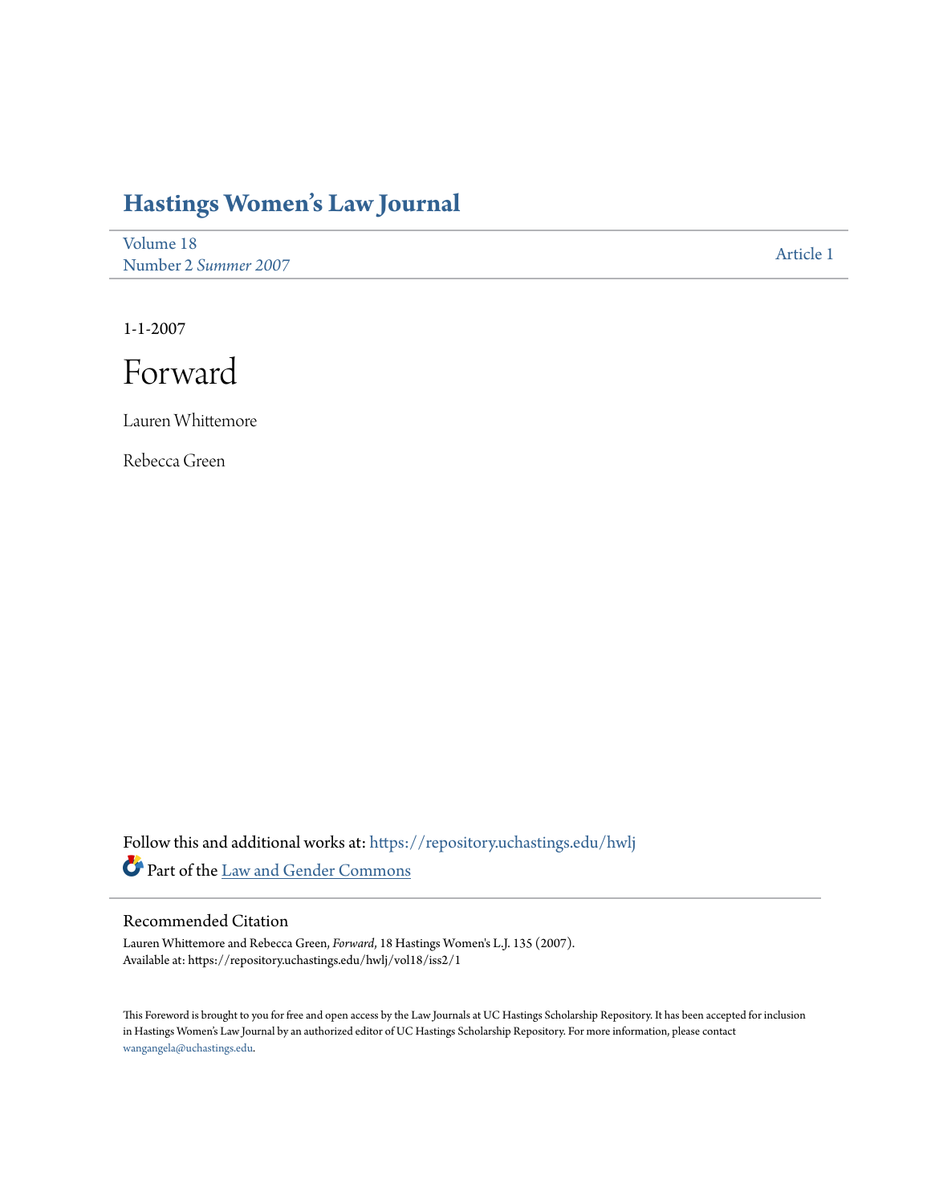# Hastings Women's Law Journal

Volume 18
Number 2 *Summer 2007*

Article 1

1-1-2007

# Forward

Lauren Whittemore

Rebecca Green

Follow this and additional works at: https://repository.uchastings.edu/hwlj

Part of the Law and Gender Commons

## Recommended Citation

Lauren Whittemore and Rebecca Green, *Forward*, 18 Hastings Women's L.J. 135 (2007).
Available at: https://repository.uchastings.edu/hwlj/vol18/iss2/1

This Foreword is brought to you for free and open access by the Law Journals at UC Hastings Scholarship Repository. It has been accepted for inclusion in Hastings Women's Law Journal by an authorized editor of UC Hastings Scholarship Repository. For more information, please contact wangangela@uchastings.edu.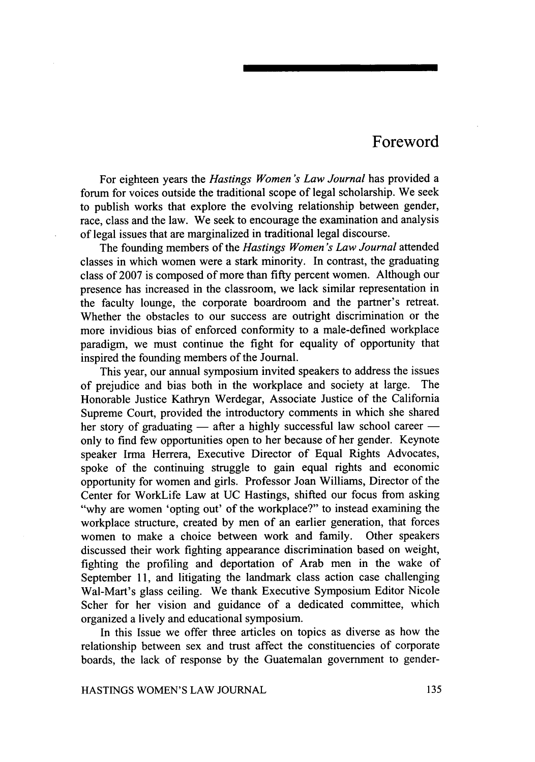# Foreword

For eighteen years the *Hastings Women's Law Journal* has provided a forum for voices outside the traditional scope of legal scholarship. We seek to publish works that explore the evolving relationship between gender, race, class and the law. We seek to encourage the examination and analysis of legal issues that are marginalized in traditional legal discourse.

The founding members of the *Hastings Women's Law Journal* attended classes in which women were a stark minority. In contrast, the graduating class of 2007 is composed of more than fifty percent women. Although our presence has increased in the classroom, we lack similar representation in the faculty lounge, the corporate boardroom and the partner's retreat. Whether the obstacles to our success are outright discrimination or the more invidious bias of enforced conformity to a male-defined workplace paradigm, we must continue the fight for equality of opportunity that inspired the founding members of the Journal.

This year, our annual symposium invited speakers to address the issues of prejudice and bias both in the workplace and society at large. The Honorable Justice Kathryn Werdegar, Associate Justice of the California Supreme Court, provided the introductory comments in which she shared her story of graduating — after a highly successful law school career — only to find few opportunities open to her because of her gender. Keynote speaker Irma Herrera, Executive Director of Equal Rights Advocates, spoke of the continuing struggle to gain equal rights and economic opportunity for women and girls. Professor Joan Williams, Director of the Center for WorkLife Law at UC Hastings, shifted our focus from asking "why are women 'opting out' of the workplace?" to instead examining the workplace structure, created by men of an earlier generation, that forces women to make a choice between work and family. Other speakers discussed their work fighting appearance discrimination based on weight, fighting the profiling and deportation of Arab men in the wake of September 11, and litigating the landmark class action case challenging Wal-Mart's glass ceiling. We thank Executive Symposium Editor Nicole Scher for her vision and guidance of a dedicated committee, which organized a lively and educational symposium.

In this Issue we offer three articles on topics as diverse as how the relationship between sex and trust affect the constituencies of corporate boards, the lack of response by the Guatemalan government to gender-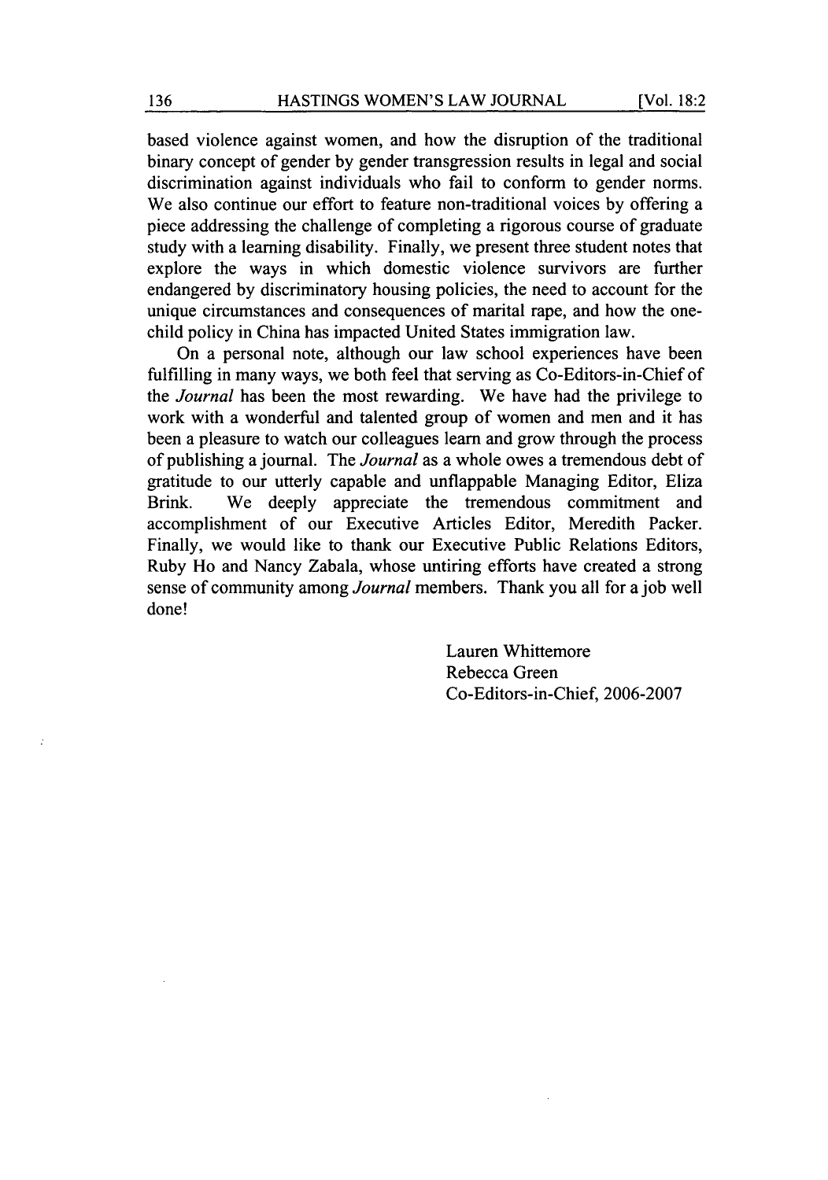based violence against women, and how the disruption of the traditional binary concept of gender by gender transgression results in legal and social discrimination against individuals who fail to conform to gender norms. We also continue our effort to feature non-traditional voices by offering a piece addressing the challenge of completing a rigorous course of graduate study with a learning disability. Finally, we present three student notes that explore the ways in which domestic violence survivors are further endangered by discriminatory housing policies, the need to account for the unique circumstances and consequences of marital rape, and how the one-child policy in China has impacted United States immigration law.

On a personal note, although our law school experiences have been fulfilling in many ways, we both feel that serving as Co-Editors-in-Chief of the *Journal* has been the most rewarding. We have had the privilege to work with a wonderful and talented group of women and men and it has been a pleasure to watch our colleagues learn and grow through the process of publishing a journal. The *Journal* as a whole owes a tremendous debt of gratitude to our utterly capable and unflappable Managing Editor, Eliza Brink. We deeply appreciate the tremendous commitment and accomplishment of our Executive Articles Editor, Meredith Packer. Finally, we would like to thank our Executive Public Relations Editors, Ruby Ho and Nancy Zabala, whose untiring efforts have created a strong sense of community among *Journal* members. Thank you all for a job well done!

Lauren Whittemore
Rebecca Green
Co-Editors-in-Chief, 2006-2007